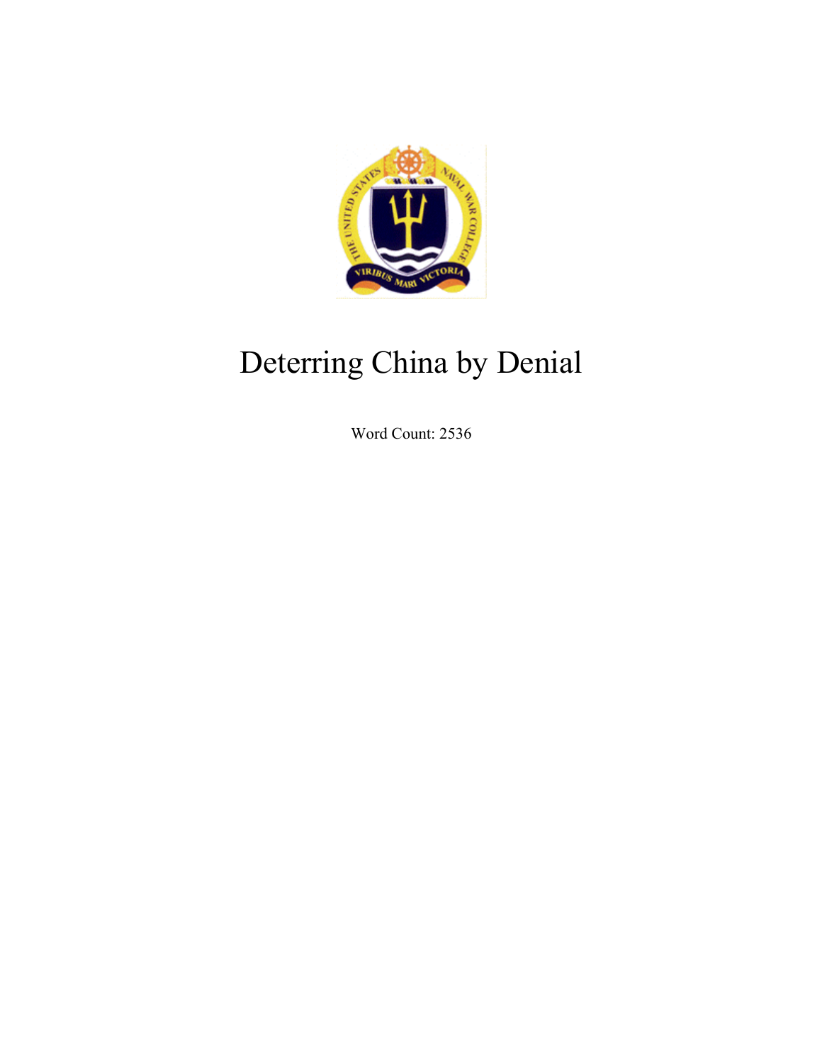# Deterring China by Denial

Word Count: 2536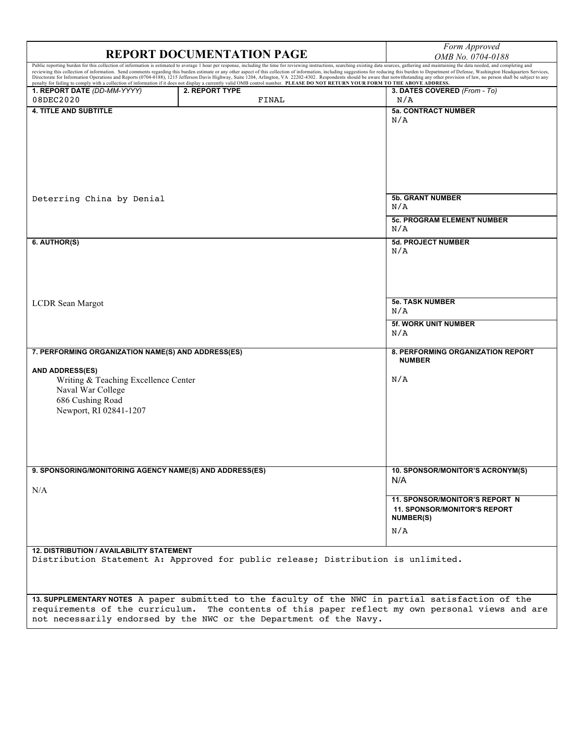# REPORT DOCUMENTATION PAGE

*Form Approved*
*OMB No. 0704-0188*

Public reporting burden for this collection of information is estimated to average 1 hour per response, including the time for reviewing instructions, searching existing data sources, gathering and maintaining the data needed, and completing and reviewing this collection of information. Send comments regarding this burden estimate or any other aspect of this collection of information, including suggestions for reducing this burden to Department of Defense, Washington Headquarters Services, Directorate for Information Operations and Reports (0704-0188), 1215 Jefferson Davis Highway, Suite 1204, Arlington, VA 22202-4302. Respondents should be aware that notwithstanding any other provision of law, no person shall be subject to any penalty for failing to comply with a collection of information if it does not display a currently valid OMB control number. **PLEASE DO NOT RETURN YOUR FORM TO THE ABOVE ADDRESS.**

| 1. REPORT DATE *(DD-MM-YYYY)* | 2. REPORT TYPE | 3. DATES COVERED *(From - To)* |
|---|---|---|
| 08DEC2020 | FINAL | N/A |

| 4. TITLE AND SUBTITLE | |
|---|---|
| Deterring China by Denial | 5a. CONTRACT NUMBER: N/A |
| | 5b. GRANT NUMBER: N/A |
| | 5c. PROGRAM ELEMENT NUMBER: N/A |

| 6. AUTHOR(S) | |
|---|---|
| LCDR Sean Margot | 5d. PROJECT NUMBER: N/A |
| | 5e. TASK NUMBER: N/A |
| | 5f. WORK UNIT NUMBER: N/A |

| 7. PERFORMING ORGANIZATION NAME(S) AND ADDRESS(ES) | 8. PERFORMING ORGANIZATION REPORT NUMBER |
|---|---|
| AND ADDRESS(ES)<br>Writing & Teaching Excellence Center<br>Naval War College<br>686 Cushing Road<br>Newport, RI 02841-1207 | N/A |

| 9. SPONSORING/MONITORING AGENCY NAME(S) AND ADDRESS(ES) | 10. SPONSOR/MONITOR'S ACRONYM(S) |
|---|---|
| N/A | N/A |
| | 11. SPONSOR/MONITOR'S REPORT N<br>11. SPONSOR/MONITOR'S REPORT NUMBER(S)<br>N/A |

**12. DISTRIBUTION / AVAILABILITY STATEMENT**
Distribution Statement A: Approved for public release; Distribution is unlimited.

**13. SUPPLEMENTARY NOTES** A paper submitted to the faculty of the NWC in partial satisfaction of the requirements of the curriculum. The contents of this paper reflect my own personal views and are not necessarily endorsed by the NWC or the Department of the Navy.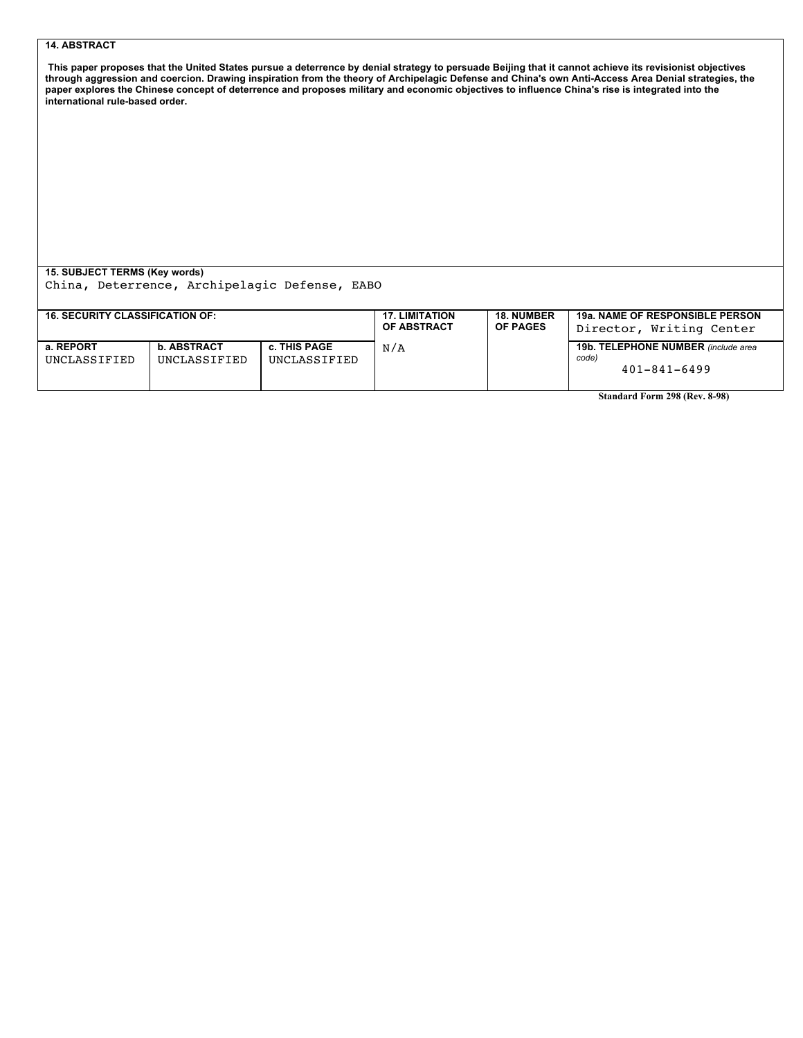**14. ABSTRACT**

**This paper proposes that the United States pursue a deterrence by denial strategy to persuade Beijing that it cannot achieve its revisionist objectives through aggression and coercion. Drawing inspiration from the theory of Archipelagic Defense and China's own Anti-Access Area Denial strategies, the paper explores the Chinese concept of deterrence and proposes military and economic objectives to influence China's rise is integrated into the international rule-based order.**

**15. SUBJECT TERMS (Key words)**

China, Deterrence, Archipelagic Defense, EABO

| 16. SECURITY CLASSIFICATION OF: | | | 17. LIMITATION OF ABSTRACT | 18. NUMBER OF PAGES | 19a. NAME OF RESPONSIBLE PERSON |
|---|---|---|---|---|---|
| | | | | | Director, Writing Center |
| a. REPORT | b. ABSTRACT | c. THIS PAGE | N/A | | 19b. TELEPHONE NUMBER *(include area code)* |
| UNCLASSIFIED | UNCLASSIFIED | UNCLASSIFIED | | | 401-841-6499 |

**Standard Form 298 (Rev. 8-98)**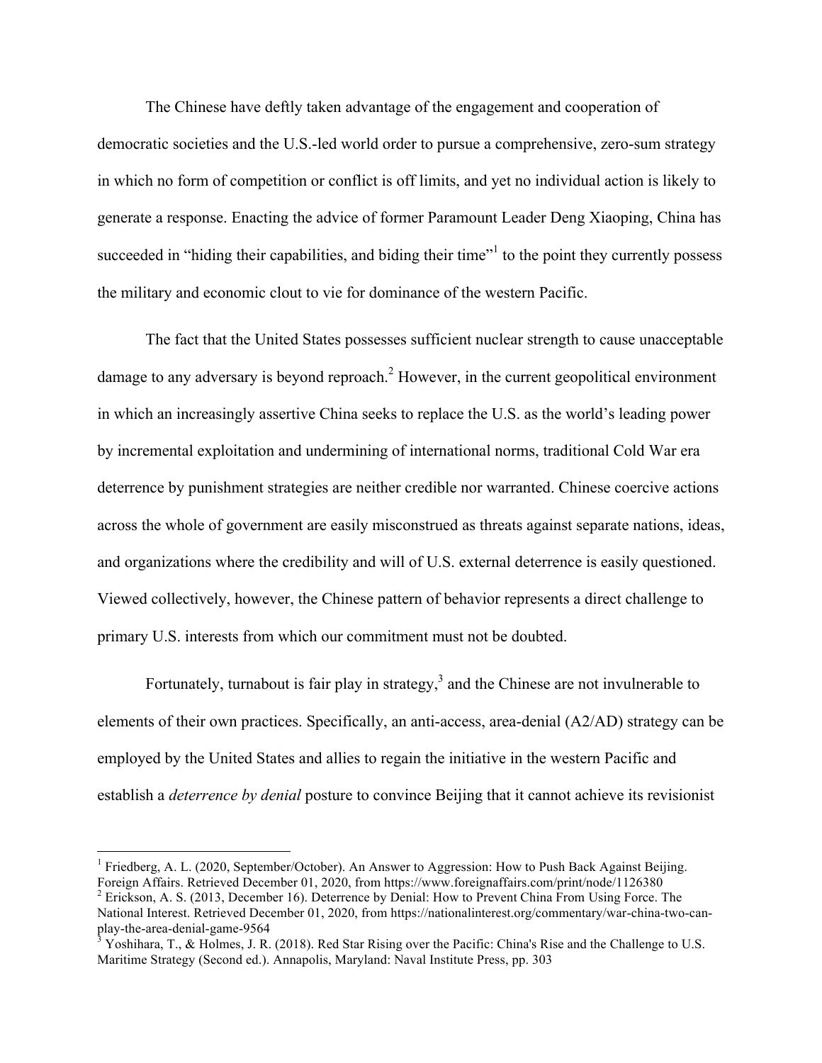The Chinese have deftly taken advantage of the engagement and cooperation of democratic societies and the U.S.-led world order to pursue a comprehensive, zero-sum strategy in which no form of competition or conflict is off limits, and yet no individual action is likely to generate a response. Enacting the advice of former Paramount Leader Deng Xiaoping, China has succeeded in "hiding their capabilities, and biding their time"[1] to the point they currently possess the military and economic clout to vie for dominance of the western Pacific.

The fact that the United States possesses sufficient nuclear strength to cause unacceptable damage to any adversary is beyond reproach.[2] However, in the current geopolitical environment in which an increasingly assertive China seeks to replace the U.S. as the world's leading power by incremental exploitation and undermining of international norms, traditional Cold War era deterrence by punishment strategies are neither credible nor warranted. Chinese coercive actions across the whole of government are easily misconstrued as threats against separate nations, ideas, and organizations where the credibility and will of U.S. external deterrence is easily questioned. Viewed collectively, however, the Chinese pattern of behavior represents a direct challenge to primary U.S. interests from which our commitment must not be doubted.

Fortunately, turnabout is fair play in strategy,[3] and the Chinese are not invulnerable to elements of their own practices. Specifically, an anti-access, area-denial (A2/AD) strategy can be employed by the United States and allies to regain the initiative in the western Pacific and establish a *deterrence by denial* posture to convince Beijing that it cannot achieve its revisionist

---

[1] Friedberg, A. L. (2020, September/October). An Answer to Aggression: How to Push Back Against Beijing. Foreign Affairs. Retrieved December 01, 2020, from https://www.foreignaffairs.com/print/node/1126380

[2] Erickson, A. S. (2013, December 16). Deterrence by Denial: How to Prevent China From Using Force. The National Interest. Retrieved December 01, 2020, from https://nationalinterest.org/commentary/war-china-two-can-play-the-area-denial-game-9564

[3] Yoshihara, T., & Holmes, J. R. (2018). Red Star Rising over the Pacific: China's Rise and the Challenge to U.S. Maritime Strategy (Second ed.). Annapolis, Maryland: Naval Institute Press, pp. 303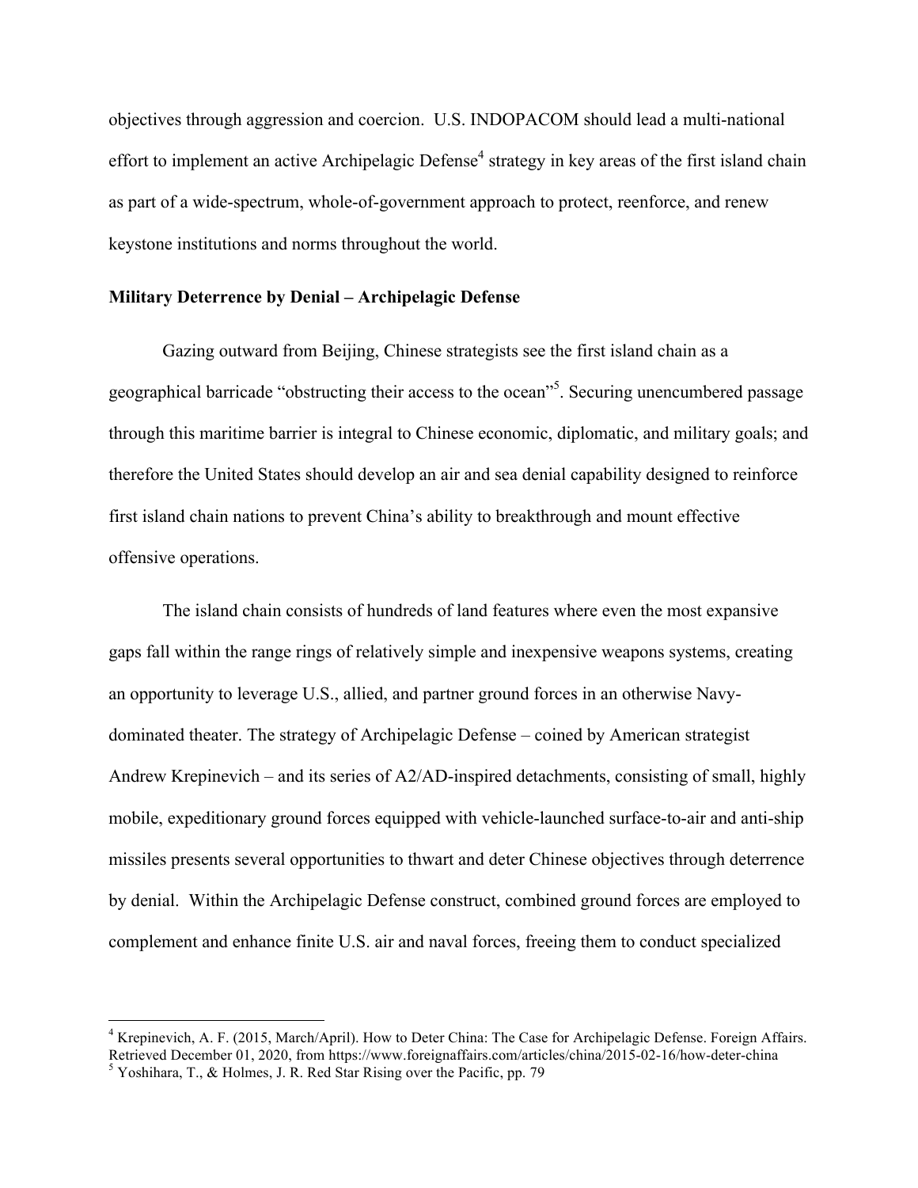objectives through aggression and coercion. U.S. INDOPACOM should lead a multi-national effort to implement an active Archipelagic Defense[4] strategy in key areas of the first island chain as part of a wide-spectrum, whole-of-government approach to protect, reenforce, and renew keystone institutions and norms throughout the world.

**Military Deterrence by Denial – Archipelagic Defense**

Gazing outward from Beijing, Chinese strategists see the first island chain as a geographical barricade "obstructing their access to the ocean"[5]. Securing unencumbered passage through this maritime barrier is integral to Chinese economic, diplomatic, and military goals; and therefore the United States should develop an air and sea denial capability designed to reinforce first island chain nations to prevent China's ability to breakthrough and mount effective offensive operations.

The island chain consists of hundreds of land features where even the most expansive gaps fall within the range rings of relatively simple and inexpensive weapons systems, creating an opportunity to leverage U.S., allied, and partner ground forces in an otherwise Navy-dominated theater. The strategy of Archipelagic Defense – coined by American strategist Andrew Krepinevich – and its series of A2/AD-inspired detachments, consisting of small, highly mobile, expeditionary ground forces equipped with vehicle-launched surface-to-air and anti-ship missiles presents several opportunities to thwart and deter Chinese objectives through deterrence by denial. Within the Archipelagic Defense construct, combined ground forces are employed to complement and enhance finite U.S. air and naval forces, freeing them to conduct specialized

---

[4] Krepinevich, A. F. (2015, March/April). How to Deter China: The Case for Archipelagic Defense. Foreign Affairs. Retrieved December 01, 2020, from https://www.foreignaffairs.com/articles/china/2015-02-16/how-deter-china

[5] Yoshihara, T., & Holmes, J. R. Red Star Rising over the Pacific, pp. 79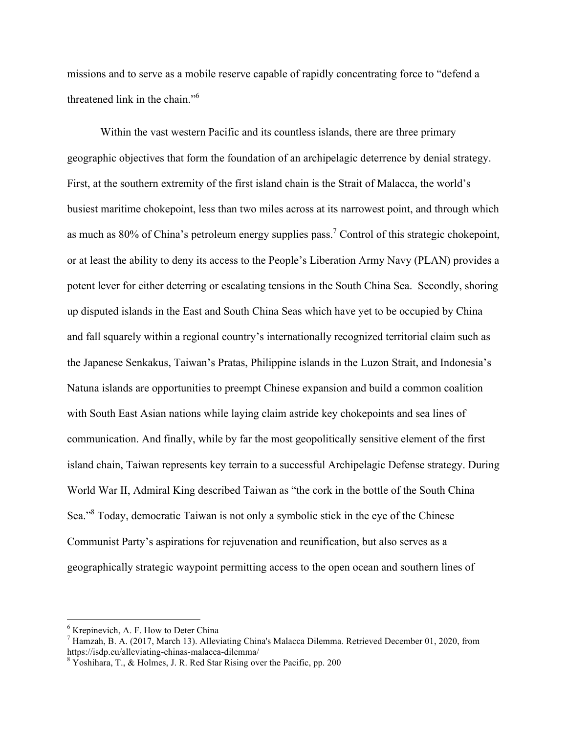missions and to serve as a mobile reserve capable of rapidly concentrating force to "defend a threatened link in the chain."[6]

Within the vast western Pacific and its countless islands, there are three primary geographic objectives that form the foundation of an archipelagic deterrence by denial strategy. First, at the southern extremity of the first island chain is the Strait of Malacca, the world's busiest maritime chokepoint, less than two miles across at its narrowest point, and through which as much as 80% of China's petroleum energy supplies pass.[7] Control of this strategic chokepoint, or at least the ability to deny its access to the People's Liberation Army Navy (PLAN) provides a potent lever for either deterring or escalating tensions in the South China Sea. Secondly, shoring up disputed islands in the East and South China Seas which have yet to be occupied by China and fall squarely within a regional country's internationally recognized territorial claim such as the Japanese Senkakus, Taiwan's Pratas, Philippine islands in the Luzon Strait, and Indonesia's Natuna islands are opportunities to preempt Chinese expansion and build a common coalition with South East Asian nations while laying claim astride key chokepoints and sea lines of communication. And finally, while by far the most geopolitically sensitive element of the first island chain, Taiwan represents key terrain to a successful Archipelagic Defense strategy. During World War II, Admiral King described Taiwan as "the cork in the bottle of the South China Sea."[8] Today, democratic Taiwan is not only a symbolic stick in the eye of the Chinese Communist Party's aspirations for rejuvenation and reunification, but also serves as a geographically strategic waypoint permitting access to the open ocean and southern lines of

---

[6] Krepinevich, A. F. How to Deter China

[7] Hamzah, B. A. (2017, March 13). Alleviating China's Malacca Dilemma. Retrieved December 01, 2020, from https://isdp.eu/alleviating-chinas-malacca-dilemma/

[8] Yoshihara, T., & Holmes, J. R. Red Star Rising over the Pacific, pp. 200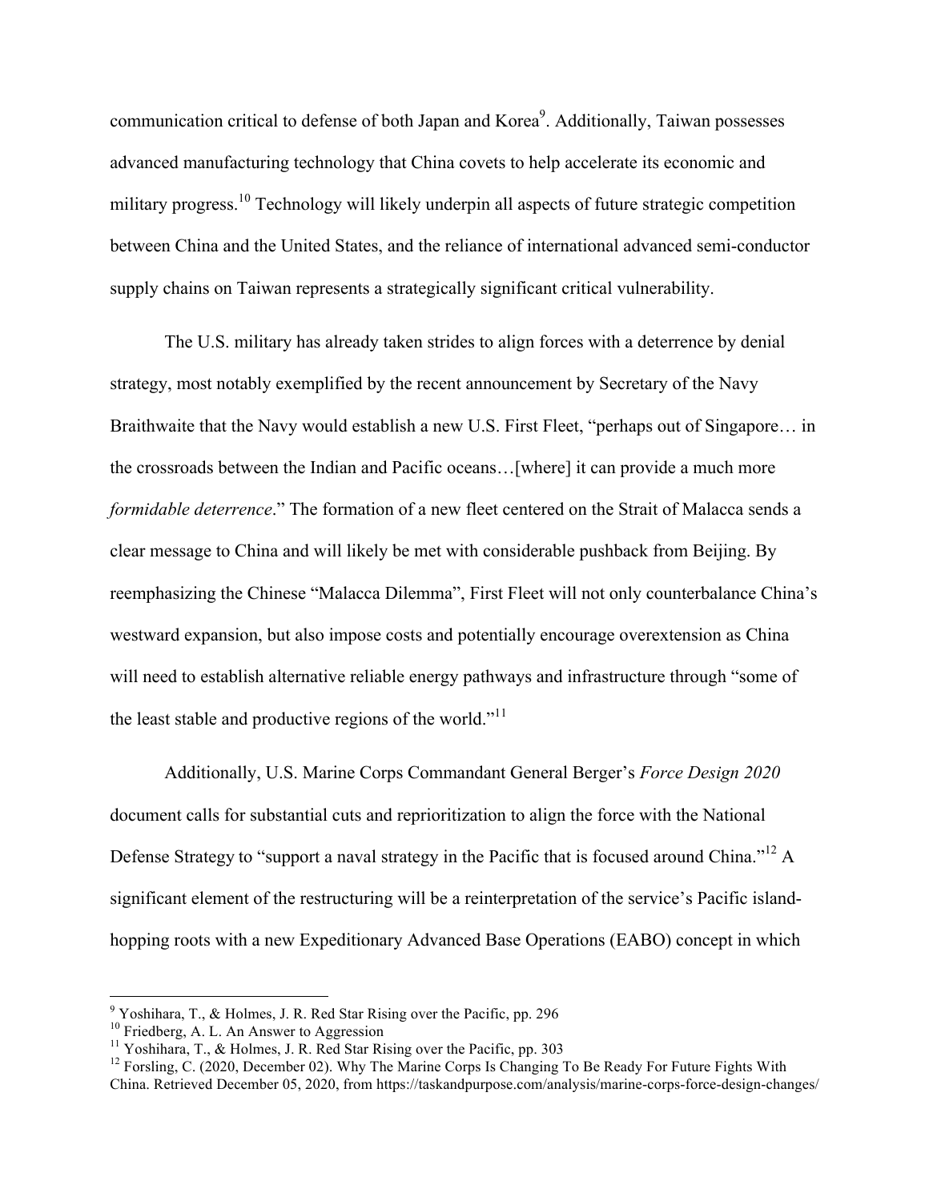communication critical to defense of both Japan and Korea[9]. Additionally, Taiwan possesses advanced manufacturing technology that China covets to help accelerate its economic and military progress.[10] Technology will likely underpin all aspects of future strategic competition between China and the United States, and the reliance of international advanced semi-conductor supply chains on Taiwan represents a strategically significant critical vulnerability.

The U.S. military has already taken strides to align forces with a deterrence by denial strategy, most notably exemplified by the recent announcement by Secretary of the Navy Braithwaite that the Navy would establish a new U.S. First Fleet, "perhaps out of Singapore… in the crossroads between the Indian and Pacific oceans…[where] it can provide a much more *formidable deterrence*." The formation of a new fleet centered on the Strait of Malacca sends a clear message to China and will likely be met with considerable pushback from Beijing. By reemphasizing the Chinese "Malacca Dilemma", First Fleet will not only counterbalance China's westward expansion, but also impose costs and potentially encourage overextension as China will need to establish alternative reliable energy pathways and infrastructure through "some of the least stable and productive regions of the world."[11]

Additionally, U.S. Marine Corps Commandant General Berger's *Force Design 2020* document calls for substantial cuts and reprioritization to align the force with the National Defense Strategy to "support a naval strategy in the Pacific that is focused around China."[12] A significant element of the restructuring will be a reinterpretation of the service's Pacific island-hopping roots with a new Expeditionary Advanced Base Operations (EABO) concept in which

---

[9] Yoshihara, T., & Holmes, J. R. Red Star Rising over the Pacific, pp. 296

[10] Friedberg, A. L. An Answer to Aggression

[11] Yoshihara, T., & Holmes, J. R. Red Star Rising over the Pacific, pp. 303

[12] Forsling, C. (2020, December 02). Why The Marine Corps Is Changing To Be Ready For Future Fights With China. Retrieved December 05, 2020, from https://taskandpurpose.com/analysis/marine-corps-force-design-changes/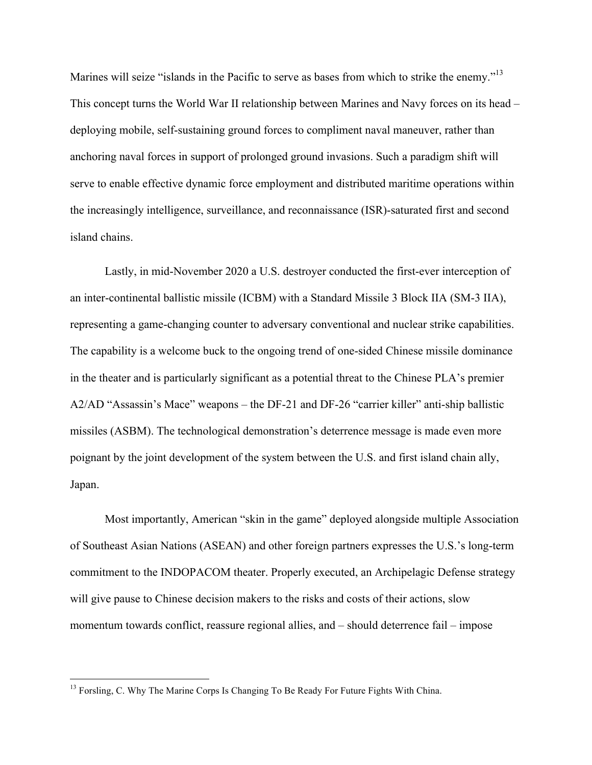Marines will seize "islands in the Pacific to serve as bases from which to strike the enemy."[13] This concept turns the World War II relationship between Marines and Navy forces on its head – deploying mobile, self-sustaining ground forces to compliment naval maneuver, rather than anchoring naval forces in support of prolonged ground invasions. Such a paradigm shift will serve to enable effective dynamic force employment and distributed maritime operations within the increasingly intelligence, surveillance, and reconnaissance (ISR)-saturated first and second island chains.

Lastly, in mid-November 2020 a U.S. destroyer conducted the first-ever interception of an inter-continental ballistic missile (ICBM) with a Standard Missile 3 Block IIA (SM-3 IIA), representing a game-changing counter to adversary conventional and nuclear strike capabilities. The capability is a welcome buck to the ongoing trend of one-sided Chinese missile dominance in the theater and is particularly significant as a potential threat to the Chinese PLA's premier A2/AD "Assassin's Mace" weapons – the DF-21 and DF-26 "carrier killer" anti-ship ballistic missiles (ASBM). The technological demonstration's deterrence message is made even more poignant by the joint development of the system between the U.S. and first island chain ally, Japan.

Most importantly, American "skin in the game" deployed alongside multiple Association of Southeast Asian Nations (ASEAN) and other foreign partners expresses the U.S.'s long-term commitment to the INDOPACOM theater. Properly executed, an Archipelagic Defense strategy will give pause to Chinese decision makers to the risks and costs of their actions, slow momentum towards conflict, reassure regional allies, and – should deterrence fail – impose

---

[13] Forsling, C. Why The Marine Corps Is Changing To Be Ready For Future Fights With China.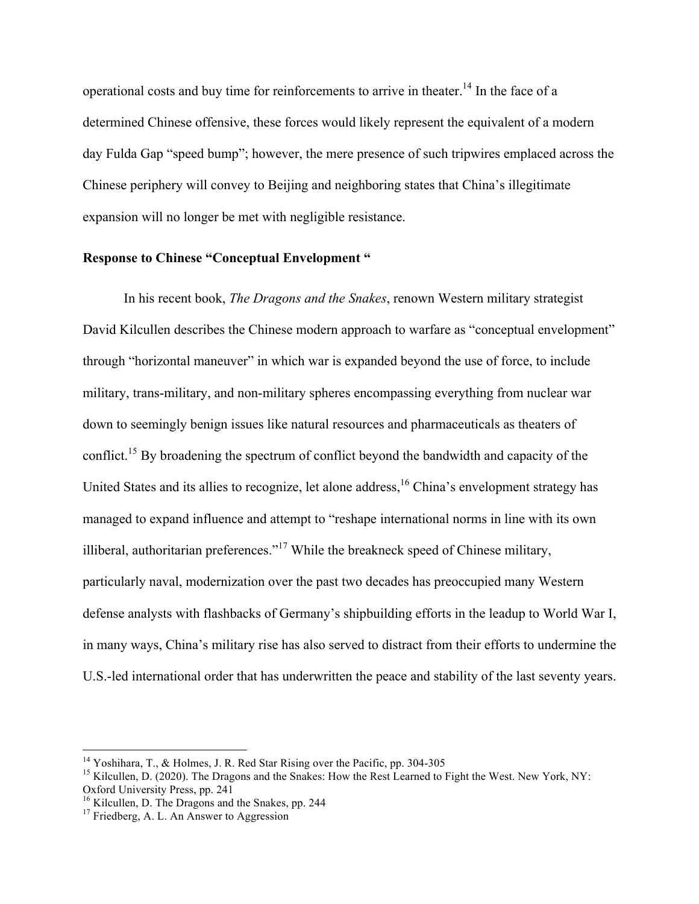operational costs and buy time for reinforcements to arrive in theater.[14] In the face of a determined Chinese offensive, these forces would likely represent the equivalent of a modern day Fulda Gap "speed bump"; however, the mere presence of such tripwires emplaced across the Chinese periphery will convey to Beijing and neighboring states that China's illegitimate expansion will no longer be met with negligible resistance.

**Response to Chinese "Conceptual Envelopment "**

In his recent book, *The Dragons and the Snakes*, renown Western military strategist David Kilcullen describes the Chinese modern approach to warfare as "conceptual envelopment" through "horizontal maneuver" in which war is expanded beyond the use of force, to include military, trans-military, and non-military spheres encompassing everything from nuclear war down to seemingly benign issues like natural resources and pharmaceuticals as theaters of conflict.[15] By broadening the spectrum of conflict beyond the bandwidth and capacity of the United States and its allies to recognize, let alone address,[16] China's envelopment strategy has managed to expand influence and attempt to "reshape international norms in line with its own illiberal, authoritarian preferences."[17] While the breakneck speed of Chinese military, particularly naval, modernization over the past two decades has preoccupied many Western defense analysts with flashbacks of Germany's shipbuilding efforts in the leadup to World War I, in many ways, China's military rise has also served to distract from their efforts to undermine the U.S.-led international order that has underwritten the peace and stability of the last seventy years.

---

[14] Yoshihara, T., & Holmes, J. R. Red Star Rising over the Pacific, pp. 304-305

[15] Kilcullen, D. (2020). The Dragons and the Snakes: How the Rest Learned to Fight the West. New York, NY: Oxford University Press, pp. 241

[16] Kilcullen, D. The Dragons and the Snakes, pp. 244

[17] Friedberg, A. L. An Answer to Aggression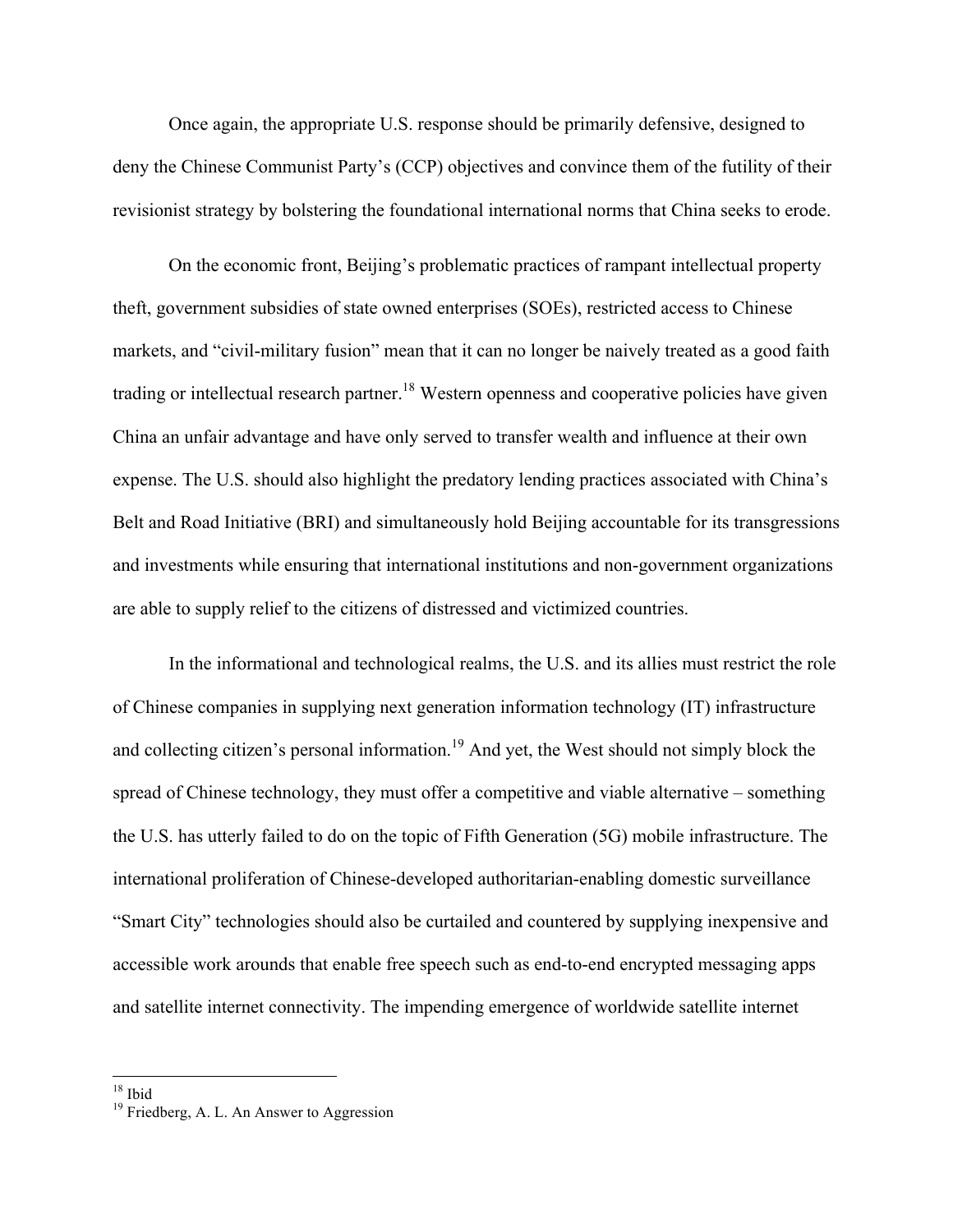Once again, the appropriate U.S. response should be primarily defensive, designed to deny the Chinese Communist Party's (CCP) objectives and convince them of the futility of their revisionist strategy by bolstering the foundational international norms that China seeks to erode.

On the economic front, Beijing's problematic practices of rampant intellectual property theft, government subsidies of state owned enterprises (SOEs), restricted access to Chinese markets, and "civil-military fusion" mean that it can no longer be naively treated as a good faith trading or intellectual research partner.[18] Western openness and cooperative policies have given China an unfair advantage and have only served to transfer wealth and influence at their own expense. The U.S. should also highlight the predatory lending practices associated with China's Belt and Road Initiative (BRI) and simultaneously hold Beijing accountable for its transgressions and investments while ensuring that international institutions and non-government organizations are able to supply relief to the citizens of distressed and victimized countries.

In the informational and technological realms, the U.S. and its allies must restrict the role of Chinese companies in supplying next generation information technology (IT) infrastructure and collecting citizen's personal information.[19] And yet, the West should not simply block the spread of Chinese technology, they must offer a competitive and viable alternative – something the U.S. has utterly failed to do on the topic of Fifth Generation (5G) mobile infrastructure. The international proliferation of Chinese-developed authoritarian-enabling domestic surveillance "Smart City" technologies should also be curtailed and countered by supplying inexpensive and accessible work arounds that enable free speech such as end-to-end encrypted messaging apps and satellite internet connectivity. The impending emergence of worldwide satellite internet

---

[18] Ibid

[19] Friedberg, A. L. An Answer to Aggression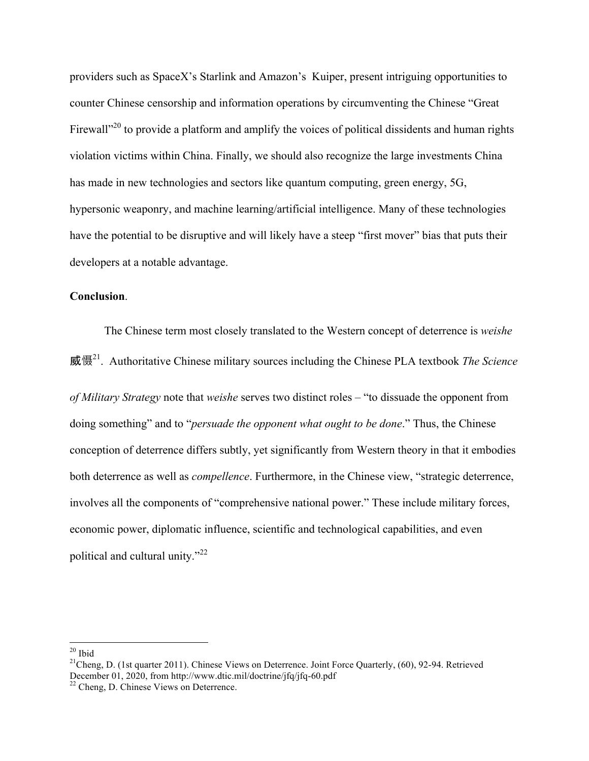providers such as SpaceX's Starlink and Amazon's Kuiper, present intriguing opportunities to counter Chinese censorship and information operations by circumventing the Chinese "Great Firewall"[20] to provide a platform and amplify the voices of political dissidents and human rights violation victims within China. Finally, we should also recognize the large investments China has made in new technologies and sectors like quantum computing, green energy, 5G, hypersonic weaponry, and machine learning/artificial intelligence. Many of these technologies have the potential to be disruptive and will likely have a steep "first mover" bias that puts their developers at a notable advantage.

**Conclusion**.

The Chinese term most closely translated to the Western concept of deterrence is *weishe* 威慑[21]. Authoritative Chinese military sources including the Chinese PLA textbook *The Science of Military Strategy* note that *weishe* serves two distinct roles – "to dissuade the opponent from doing something" and to "*persuade the opponent what ought to be done*." Thus, the Chinese conception of deterrence differs subtly, yet significantly from Western theory in that it embodies both deterrence as well as *compellence*. Furthermore, in the Chinese view, "strategic deterrence, involves all the components of "comprehensive national power." These include military forces, economic power, diplomatic influence, scientific and technological capabilities, and even political and cultural unity."[22]

---

[20] Ibid

[21] Cheng, D. (1st quarter 2011). Chinese Views on Deterrence. Joint Force Quarterly, (60), 92-94. Retrieved December 01, 2020, from http://www.dtic.mil/doctrine/jfq/jfq-60.pdf

[22] Cheng, D. Chinese Views on Deterrence.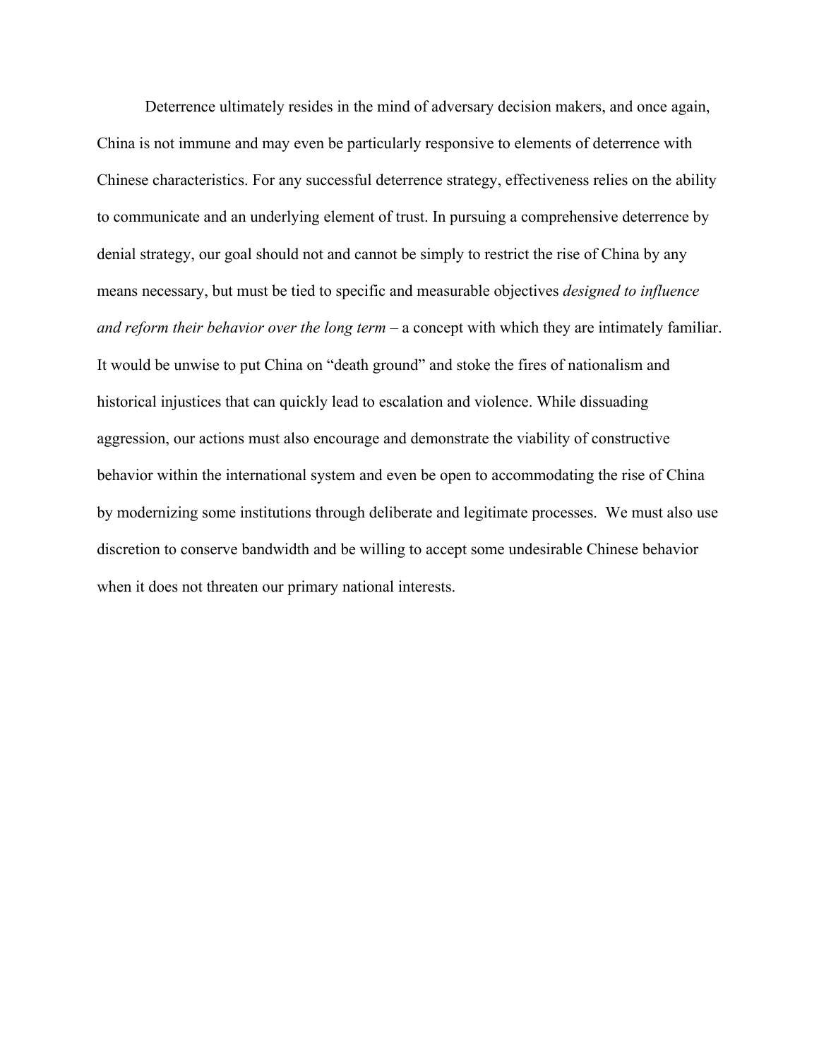Deterrence ultimately resides in the mind of adversary decision makers, and once again, China is not immune and may even be particularly responsive to elements of deterrence with Chinese characteristics. For any successful deterrence strategy, effectiveness relies on the ability to communicate and an underlying element of trust. In pursuing a comprehensive deterrence by denial strategy, our goal should not and cannot be simply to restrict the rise of China by any means necessary, but must be tied to specific and measurable objectives *designed to influence and reform their behavior over the long term* – a concept with which they are intimately familiar. It would be unwise to put China on "death ground" and stoke the fires of nationalism and historical injustices that can quickly lead to escalation and violence. While dissuading aggression, our actions must also encourage and demonstrate the viability of constructive behavior within the international system and even be open to accommodating the rise of China by modernizing some institutions through deliberate and legitimate processes. We must also use discretion to conserve bandwidth and be willing to accept some undesirable Chinese behavior when it does not threaten our primary national interests.